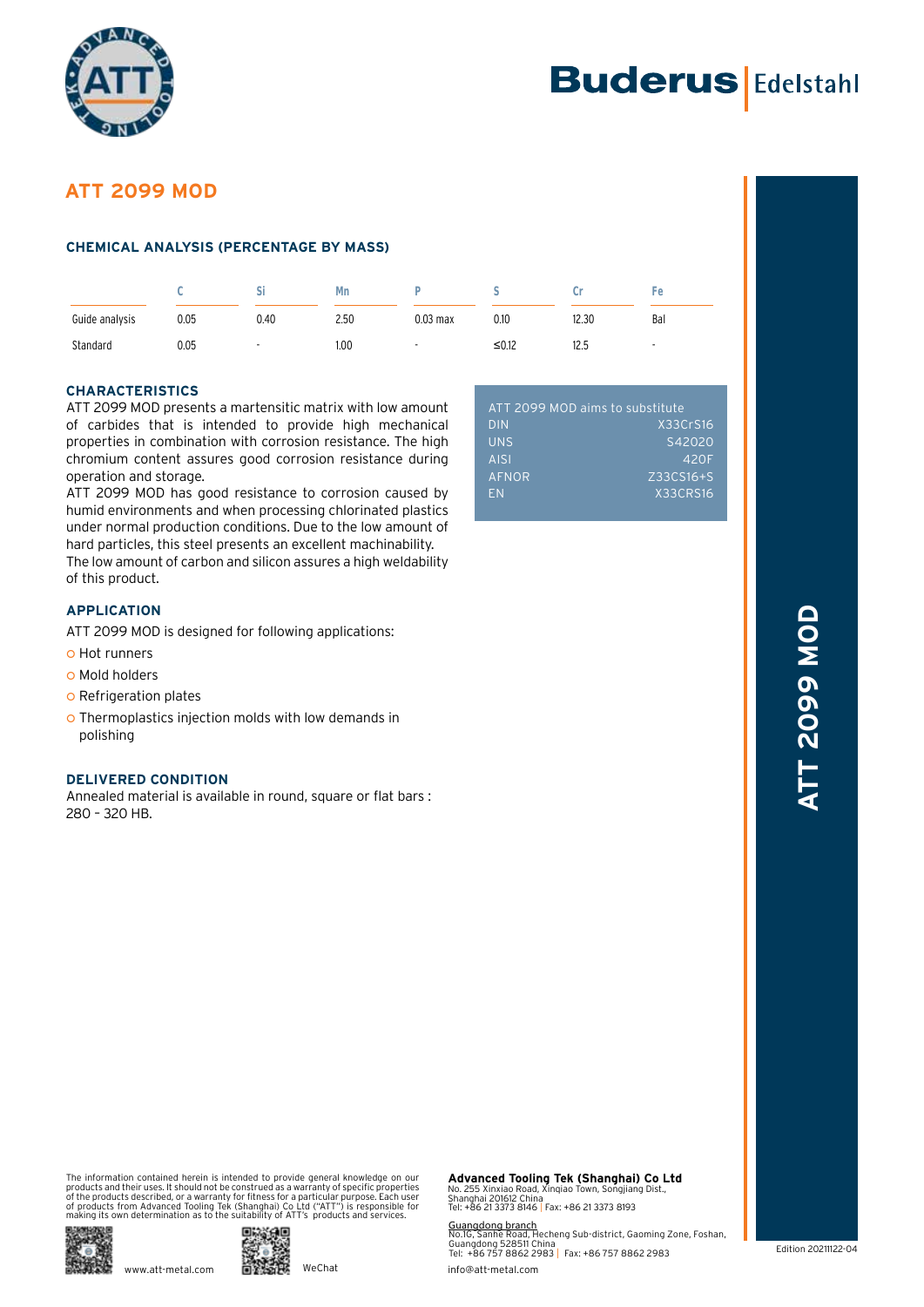# ATT 2099 MOD

## CHEMICAL ANALYSIS (PERCENTAGE BY MASS)

| | C | Si | Mn | P | S | Cr | Fe |
|---|---|---|---|---|---|---|---|
| Guide analysis | 0.05 | 0.40 | 2.50 | 0.03 max | 0.10 | 12.30 | Bal |
| Standard | 0.05 | - | 1.00 | - | ≤0.12 | 12.5 | - |

## CHARACTERISTICS

ATT 2099 MOD presents a martensitic matrix with low amount of carbides that is intended to provide high mechanical properties in combination with corrosion resistance. The high chromium content assures good corrosion resistance during operation and storage.

ATT 2099 MOD has good resistance to corrosion caused by humid environments and when processing chlorinated plastics under normal production conditions. Due to the low amount of hard particles, this steel presents an excellent machinability.

The low amount of carbon and silicon assures a high weldability of this product.

| ATT 2099 MOD aims to substitute | |
|---|---|
| DIN | X33CrS16 |
| UNS | S42020 |
| AISI | 420F |
| AFNOR | Z33CS16+S |
| EN | X33CRS16 |

## APPLICATION

ATT 2099 MOD is designed for following applications:

- Hot runners
- Mold holders
- Refrigeration plates
- Thermoplastics injection molds with low demands in polishing

## DELIVERED CONDITION

Annealed material is available in round, square or flat bars : 280 – 320 HB.

The information contained herein is intended to provide general knowledge on our products and their uses. It should not be construed as a warranty of specific properties of the products described, or a warranty for fitness for a particular purpose. Each user of products from Advanced Tooling Tek (Shanghai) Co Ltd ("ATT") is responsible for making its own determination as to the suitability of ATT's products and services.

www.att-metal.com

WeChat

**Advanced Tooling Tek (Shanghai) Co Ltd**
No. 255 Xinxiao Road, Xinqiao Town, Songjiang Dist.,
Shanghai 201612 China
Tel: +86 21 3373 8146 | Fax: +86 21 3373 8193

Guangdong branch
No.1G, Sanhe Road, Hecheng Sub-district, Gaoming Zone, Foshan,
Guangdong 528511 China
Tel: +86 757 8862 2983 | Fax: +86 757 8862 2983

info@att-metal.com

Edition 20211122-04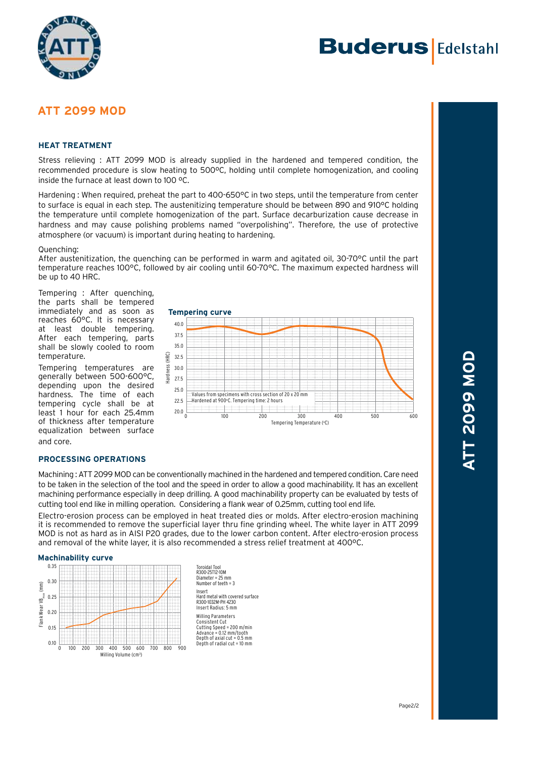# ATT 2099 MOD

## HEAT TREATMENT

Stress relieving : ATT 2099 MOD is already supplied in the hardened and tempered condition, the recommended procedure is slow heating to 500ºC, holding until complete homogenization, and cooling inside the furnace at least down to 100 ºC.

Hardening : When required, preheat the part to 400-650ºC in two steps, until the temperature from center to surface is equal in each step. The austenitizing temperature should be between 890 and 910ºC holding the temperature until complete homogenization of the part. Surface decarburization cause decrease in hardness and may cause polishing problems named "overpolishing". Therefore, the use of protective atmosphere (or vacuum) is important during heating to hardening.

Quenching:
After austenitization, the quenching can be performed in warm and agitated oil, 30-70ºC until the part temperature reaches 100ºC, followed by air cooling until 60-70ºC. The maximum expected hardness will be up to 40 HRC.

Tempering : After quenching, the parts shall be tempered immediately and as soon as reaches 60ºC. It is necessary at least double tempering. After each tempering, parts shall be slowly cooled to room temperature.

Tempering temperatures are generally between 500-600ºC, depending upon the desired hardness. The time of each tempering cycle shall be at least 1 hour for each 25.4mm of thickness after temperature equalization between surface and core.

**Tempering curve**

Hardness (HRC)
40.0
37.5
35.0
32.5
30.0
27.5
25.0
22.5
20.0
0
100
200
300
400
500
600
Tempering Temperature (ºC)
Values from specimens with cross section of 20 x 20 mm
Hardened at 900ºC. Tempering time: 2 hours

## PROCESSING OPERATIONS

Machining : ATT 2099 MOD can be conventionally machined in the hardened and tempered condition. Care need to be taken in the selection of the tool and the speed in order to allow a good machinability. It has an excellent machining performance especially in deep drilling. A good machinability property can be evaluated by tests of cutting tool end like in milling operation. Considering a flank wear of 0.25mm, cutting tool end life.

Electro-erosion process can be employed in heat treated dies or molds. After electro-erosion machining it is recommended to remove the superficial layer thru fine grinding wheel. The white layer in ATT 2099 MOD is not as hard as in AISI P20 grades, due to the lower carbon content. After electro-erosion process and removal of the white layer, it is also recommended a stress relief treatment at 400ºC.

**Machinability curve**

Flank Wear $VB_{max}$ (mm)
0.35
0.30
0.25
0.20
0.15
0.10
0
100
200
300
400
500
600
700
800
900
Milling Volume (cm³)

Toroidal Tool
R300-25T12-10M
Diameter = 25 mm
Number of teeth = 3

Insert
Hard metal with covered surface
R300-1032M-PH 4230
Insert Radius: 5 mm

Milling Parameters
Consistent Cut
Cutting Speed = 200 m/min
Advance = 0.12 mm/tooth
Depth of axial cut = 0.5 mm
Depth of radial cut = 10 mm